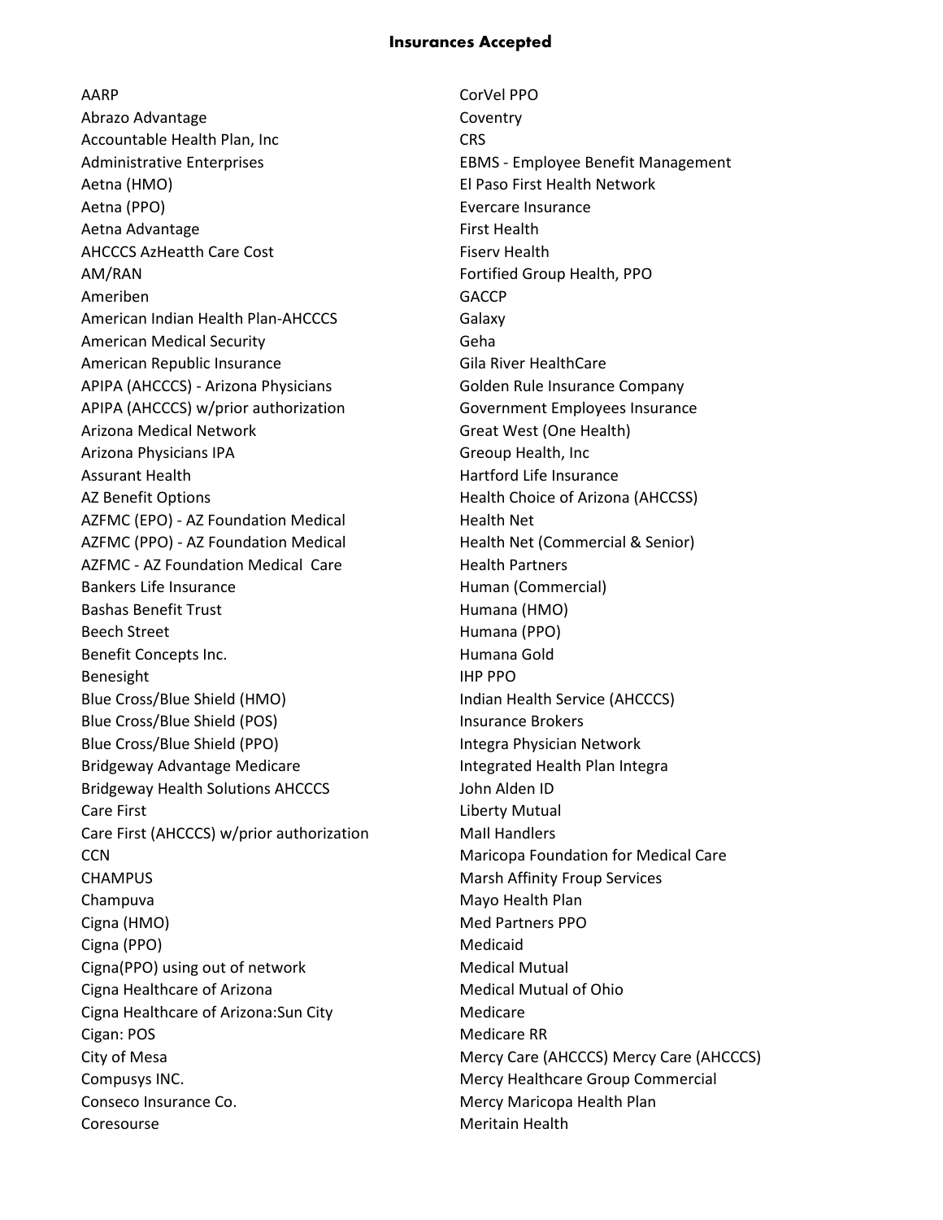# Insurances Accepted

AARP
Abrazo Advantage
Accountable Health Plan, Inc
Administrative Enterprises
Aetna (HMO)
Aetna (PPO)
Aetna Advantage
AHCCCS AzHeatth Care Cost
AM/RAN
Ameriben
American Indian Health Plan-AHCCCS
American Medical Security
American Republic Insurance
APIPA (AHCCCS) - Arizona Physicians
APIPA (AHCCCS) w/prior authorization
Arizona Medical Network
Arizona Physicians IPA
Assurant Health
AZ Benefit Options
AZFMC (EPO) - AZ Foundation Medical
AZFMC (PPO) - AZ Foundation Medical
AZFMC - AZ Foundation Medical Care
Bankers Life Insurance
Bashas Benefit Trust
Beech Street
Benefit Concepts Inc.
Benesight
Blue Cross/Blue Shield (HMO)
Blue Cross/Blue Shield (POS)
Blue Cross/Blue Shield (PPO)
Bridgeway Advantage Medicare
Bridgeway Health Solutions AHCCCS
Care First
Care First (AHCCCS) w/prior authorization
CCN
CHAMPUS
Champuva
Cigna (HMO)
Cigna (PPO)
Cigna(PPO) using out of network
Cigna Healthcare of Arizona
Cigna Healthcare of Arizona:Sun City
Cigan: POS
City of Mesa
Compusys INC.
Conseco Insurance Co.
Coresourse
CorVel PPO
Coventry
CRS
EBMS - Employee Benefit Management
El Paso First Health Network
Evercare Insurance
First Health
Fiserv Health
Fortified Group Health, PPO
GACCP
Galaxy
Geha
Gila River HealthCare
Golden Rule Insurance Company
Government Employees Insurance
Great West (One Health)
Greoup Health, Inc
Hartford Life Insurance
Health Choice of Arizona (AHCCSS)
Health Net
Health Net (Commercial & Senior)
Health Partners
Human (Commercial)
Humana (HMO)
Humana (PPO)
Humana Gold
IHP PPO
Indian Health Service (AHCCCS)
Insurance Brokers
Integra Physician Network
Integrated Health Plan Integra
John Alden ID
Liberty Mutual
Mall Handlers
Maricopa Foundation for Medical Care
Marsh Affinity Froup Services
Mayo Health Plan
Med Partners PPO
Medicaid
Medical Mutual
Medical Mutual of Ohio
Medicare
Medicare RR
Mercy Care (AHCCCS) Mercy Care (AHCCCS)
Mercy Healthcare Group Commercial
Mercy Maricopa Health Plan
Meritain Health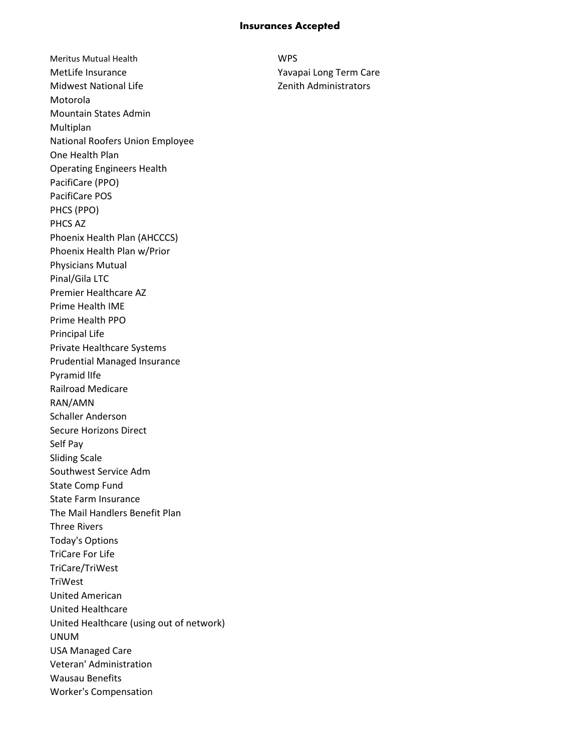**Insurances Accepted**

- Meritus Mutual Health
- MetLife Insurance
- Midwest National Life
- Motorola
- Mountain States Admin
- Multiplan
- National Roofers Union Employee
- One Health Plan
- Operating Engineers Health
- PacifiCare (PPO)
- PacifiCare POS
- PHCS (PPO)
- PHCS AZ
- Phoenix Health Plan (AHCCCS)
- Phoenix Health Plan w/Prior
- Physicians Mutual
- Pinal/Gila LTC
- Premier Healthcare AZ
- Prime Health IME
- Prime Health PPO
- Principal Life
- Private Healthcare Systems
- Prudential Managed Insurance
- Pyramid lIfe
- Railroad Medicare
- RAN/AMN
- Schaller Anderson
- Secure Horizons Direct
- Self Pay
- Sliding Scale
- Southwest Service Adm
- State Comp Fund
- State Farm Insurance
- The Mail Handlers Benefit Plan
- Three Rivers
- Today's Options
- TriCare For Life
- TriCare/TriWest
- TriWest
- United American
- United Healthcare
- United Healthcare (using out of network)
- UNUM
- USA Managed Care
- Veteran' Administration
- Wausau Benefits
- Worker's Compensation
- WPS
- Yavapai Long Term Care
- Zenith Administrators